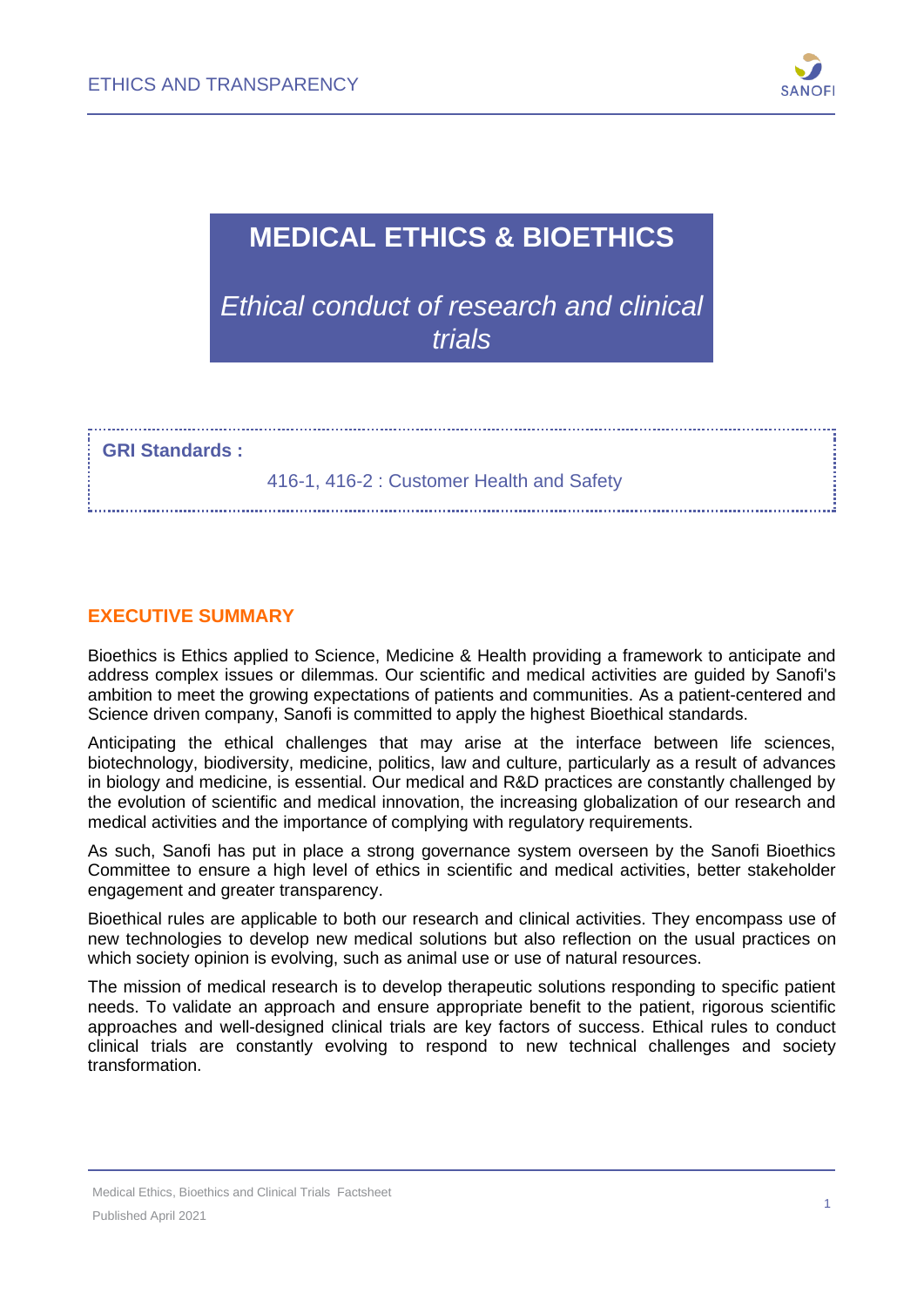# MEDICAL ETHICS & BIOETHICS

*Ethical conduct of research and clinical trials*

**GRI Standards :**

416-1, 416-2 : Customer Health and Safety

## EXECUTIVE SUMMARY

Bioethics is Ethics applied to Science, Medicine & Health providing a framework to anticipate and address complex issues or dilemmas. Our scientific and medical activities are guided by Sanofi's ambition to meet the growing expectations of patients and communities. As a patient-centered and Science driven company, Sanofi is committed to apply the highest Bioethical standards.

Anticipating the ethical challenges that may arise at the interface between life sciences, biotechnology, biodiversity, medicine, politics, law and culture, particularly as a result of advances in biology and medicine, is essential. Our medical and R&D practices are constantly challenged by the evolution of scientific and medical innovation, the increasing globalization of our research and medical activities and the importance of complying with regulatory requirements.

As such, Sanofi has put in place a strong governance system overseen by the Sanofi Bioethics Committee to ensure a high level of ethics in scientific and medical activities, better stakeholder engagement and greater transparency.

Bioethical rules are applicable to both our research and clinical activities. They encompass use of new technologies to develop new medical solutions but also reflection on the usual practices on which society opinion is evolving, such as animal use or use of natural resources.

The mission of medical research is to develop therapeutic solutions responding to specific patient needs. To validate an approach and ensure appropriate benefit to the patient, rigorous scientific approaches and well-designed clinical trials are key factors of success. Ethical rules to conduct clinical trials are constantly evolving to respond to new technical challenges and society transformation.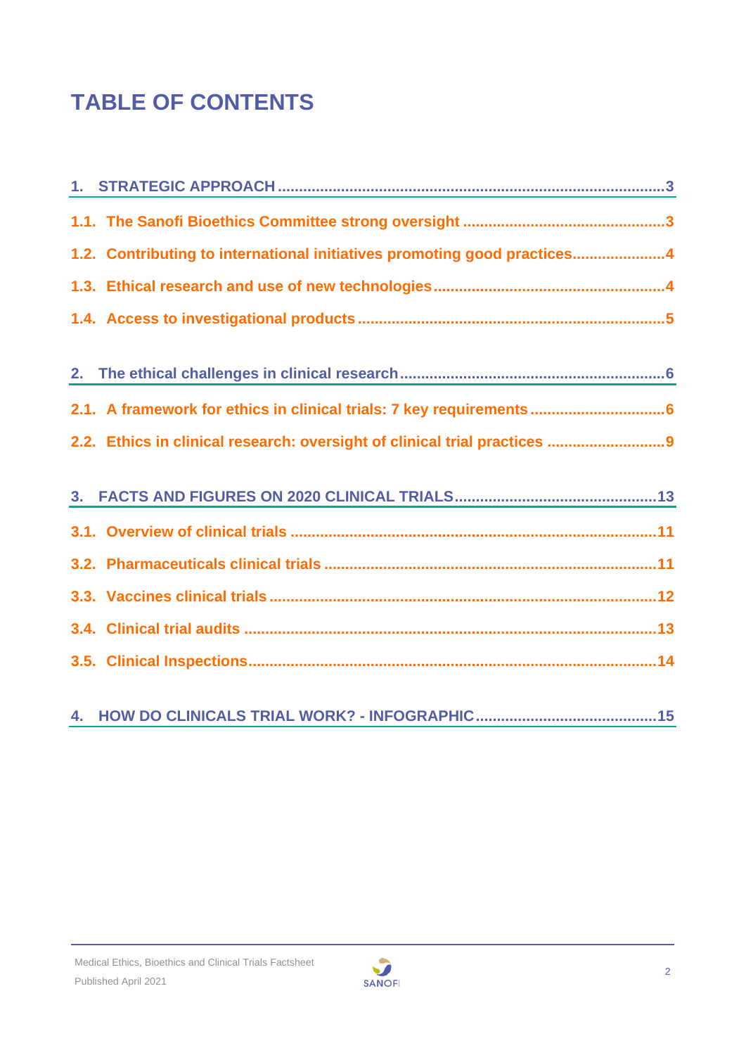# TABLE OF CONTENTS

1. STRATEGIC APPROACH ........................................................................................3

1.1. The Sanofi Bioethics Committee strong oversight ................................................3

1.2. Contributing to international initiatives promoting good practices......................4

1.3. Ethical research and use of new technologies......................................................4

1.4. Access to investigational products .......................................................................5

2. The ethical challenges in clinical research..............................................................6

2.1. A framework for ethics in clinical trials: 7 key requirements ................................6

2.2. Ethics in clinical research: oversight of clinical trial practices ............................9

3. FACTS AND FIGURES ON 2020 CLINICAL TRIALS...............................................13

3.1. Overview of clinical trials .....................................................................................11

3.2. Pharmaceuticals clinical trials .............................................................................11

3.3. Vaccines clinical trials ..........................................................................................12

3.4. Clinical trial audits ...............................................................................................13

3.5. Clinical Inspections..............................................................................................14

4. HOW DO CLINICALS TRIAL WORK? - INFOGRAPHIC..........................................15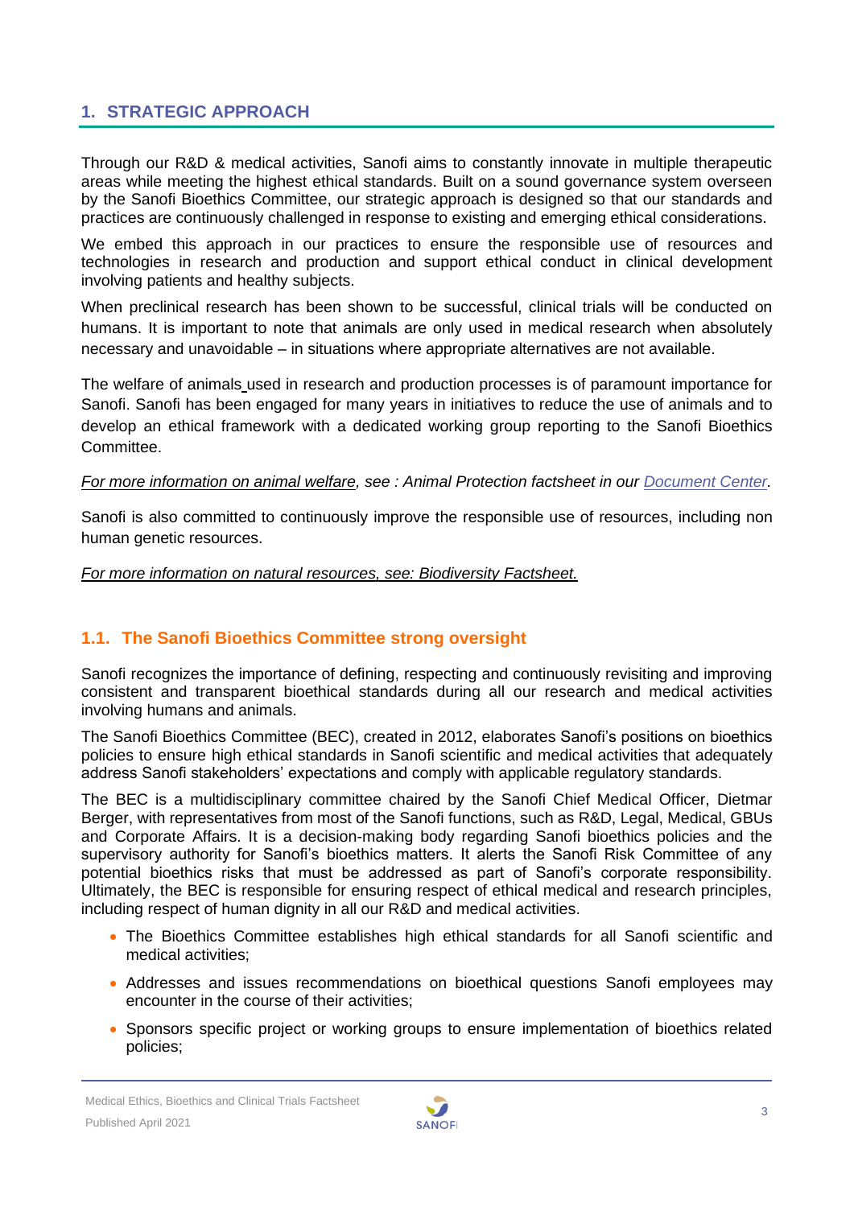## 1. STRATEGIC APPROACH

Through our R&D & medical activities, Sanofi aims to constantly innovate in multiple therapeutic areas while meeting the highest ethical standards. Built on a sound governance system overseen by the Sanofi Bioethics Committee, our strategic approach is designed so that our standards and practices are continuously challenged in response to existing and emerging ethical considerations.

We embed this approach in our practices to ensure the responsible use of resources and technologies in research and production and support ethical conduct in clinical development involving patients and healthy subjects.

When preclinical research has been shown to be successful, clinical trials will be conducted on humans. It is important to note that animals are only used in medical research when absolutely necessary and unavoidable – in situations where appropriate alternatives are not available.

The welfare of animals used in research and production processes is of paramount importance for Sanofi. Sanofi has been engaged for many years in initiatives to reduce the use of animals and to develop an ethical framework with a dedicated working group reporting to the Sanofi Bioethics Committee.

*For more information on animal welfare, see : Animal Protection factsheet in our Document Center.*

Sanofi is also committed to continuously improve the responsible use of resources, including non human genetic resources.

*For more information on natural resources, see: Biodiversity Factsheet.*

### 1.1. The Sanofi Bioethics Committee strong oversight

Sanofi recognizes the importance of defining, respecting and continuously revisiting and improving consistent and transparent bioethical standards during all our research and medical activities involving humans and animals.

The Sanofi Bioethics Committee (BEC), created in 2012, elaborates Sanofi's positions on bioethics policies to ensure high ethical standards in Sanofi scientific and medical activities that adequately address Sanofi stakeholders' expectations and comply with applicable regulatory standards.

The BEC is a multidisciplinary committee chaired by the Sanofi Chief Medical Officer, Dietmar Berger, with representatives from most of the Sanofi functions, such as R&D, Legal, Medical, GBUs and Corporate Affairs. It is a decision-making body regarding Sanofi bioethics policies and the supervisory authority for Sanofi's bioethics matters. It alerts the Sanofi Risk Committee of any potential bioethics risks that must be addressed as part of Sanofi's corporate responsibility. Ultimately, the BEC is responsible for ensuring respect of ethical medical and research principles, including respect of human dignity in all our R&D and medical activities.

- The Bioethics Committee establishes high ethical standards for all Sanofi scientific and medical activities;
- Addresses and issues recommendations on bioethical questions Sanofi employees may encounter in the course of their activities;
- Sponsors specific project or working groups to ensure implementation of bioethics related policies;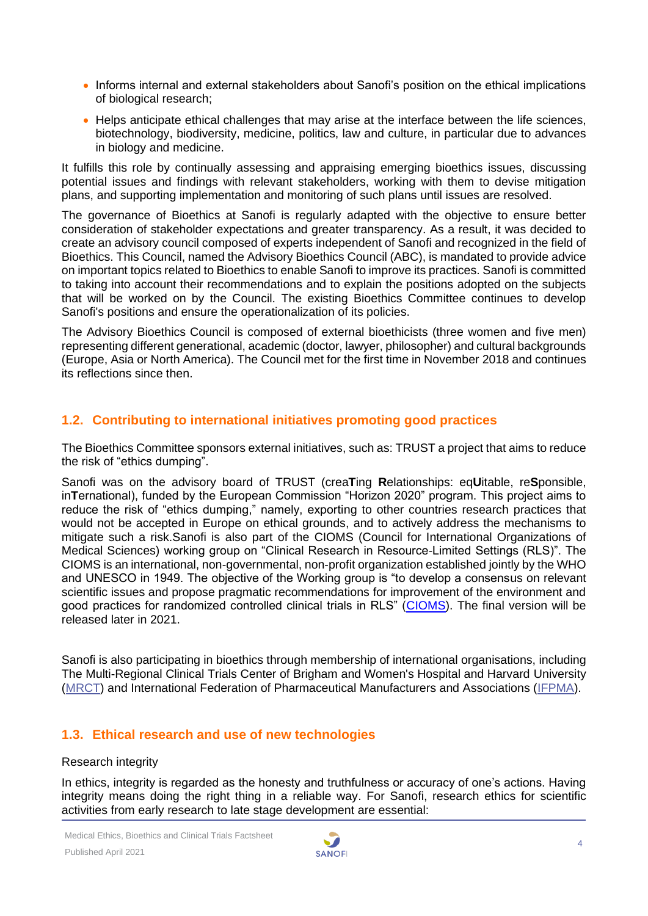- Informs internal and external stakeholders about Sanofi's position on the ethical implications of biological research;
- Helps anticipate ethical challenges that may arise at the interface between the life sciences, biotechnology, biodiversity, medicine, politics, law and culture, in particular due to advances in biology and medicine.

It fulfills this role by continually assessing and appraising emerging bioethics issues, discussing potential issues and findings with relevant stakeholders, working with them to devise mitigation plans, and supporting implementation and monitoring of such plans until issues are resolved.

The governance of Bioethics at Sanofi is regularly adapted with the objective to ensure better consideration of stakeholder expectations and greater transparency. As a result, it was decided to create an advisory council composed of experts independent of Sanofi and recognized in the field of Bioethics. This Council, named the Advisory Bioethics Council (ABC), is mandated to provide advice on important topics related to Bioethics to enable Sanofi to improve its practices. Sanofi is committed to taking into account their recommendations and to explain the positions adopted on the subjects that will be worked on by the Council. The existing Bioethics Committee continues to develop Sanofi's positions and ensure the operationalization of its policies.

The Advisory Bioethics Council is composed of external bioethicists (three women and five men) representing different generational, academic (doctor, lawyer, philosopher) and cultural backgrounds (Europe, Asia or North America). The Council met for the first time in November 2018 and continues its reflections since then.

## 1.2. Contributing to international initiatives promoting good practices

The Bioethics Committee sponsors external initiatives, such as: TRUST a project that aims to reduce the risk of "ethics dumping".

Sanofi was on the advisory board of TRUST (crea**T**ing **R**elationships: eq**U**itable, re**S**ponsible, in**T**ernational), funded by the European Commission "Horizon 2020" program. This project aims to reduce the risk of "ethics dumping," namely, exporting to other countries research practices that would not be accepted in Europe on ethical grounds, and to actively address the mechanisms to mitigate such a risk.Sanofi is also part of the CIOMS (Council for International Organizations of Medical Sciences) working group on "Clinical Research in Resource-Limited Settings (RLS)". The CIOMS is an international, non-governmental, non-profit organization established jointly by the WHO and UNESCO in 1949. The objective of the Working group is "to develop a consensus on relevant scientific issues and propose pragmatic recommendations for improvement of the environment and good practices for randomized controlled clinical trials in RLS" (CIOMS). The final version will be released later in 2021.

Sanofi is also participating in bioethics through membership of international organisations, including The Multi-Regional Clinical Trials Center of Brigham and Women's Hospital and Harvard University (MRCT) and International Federation of Pharmaceutical Manufacturers and Associations (IFPMA).

## 1.3. Ethical research and use of new technologies

Research integrity

In ethics, integrity is regarded as the honesty and truthfulness or accuracy of one's actions. Having integrity means doing the right thing in a reliable way. For Sanofi, research ethics for scientific activities from early research to late stage development are essential: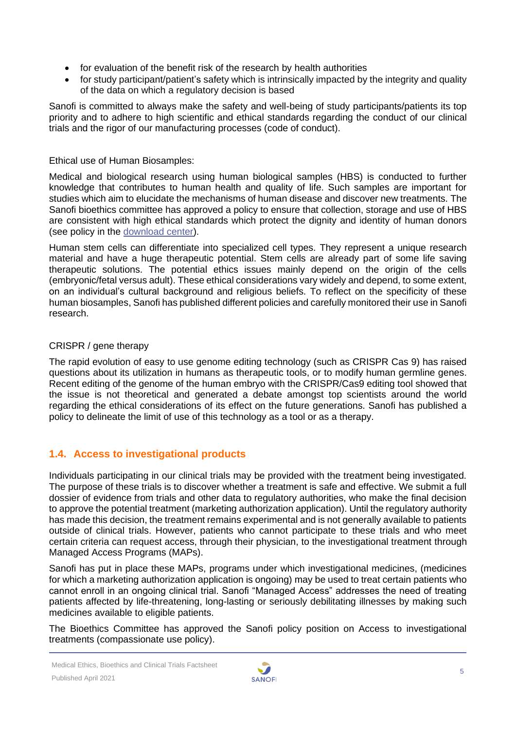- for evaluation of the benefit risk of the research by health authorities
- for study participant/patient's safety which is intrinsically impacted by the integrity and quality of the data on which a regulatory decision is based

Sanofi is committed to always make the safety and well-being of study participants/patients its top priority and to adhere to high scientific and ethical standards regarding the conduct of our clinical trials and the rigor of our manufacturing processes (code of conduct).

Ethical use of Human Biosamples:

Medical and biological research using human biological samples (HBS) is conducted to further knowledge that contributes to human health and quality of life. Such samples are important for studies which aim to elucidate the mechanisms of human disease and discover new treatments. The Sanofi bioethics committee has approved a policy to ensure that collection, storage and use of HBS are consistent with high ethical standards which protect the dignity and identity of human donors (see policy in the download center).

Human stem cells can differentiate into specialized cell types. They represent a unique research material and have a huge therapeutic potential. Stem cells are already part of some life saving therapeutic solutions. The potential ethics issues mainly depend on the origin of the cells (embryonic/fetal versus adult). These ethical considerations vary widely and depend, to some extent, on an individual's cultural background and religious beliefs. To reflect on the specificity of these human biosamples, Sanofi has published different policies and carefully monitored their use in Sanofi research.

CRISPR / gene therapy

The rapid evolution of easy to use genome editing technology (such as CRISPR Cas 9) has raised questions about its utilization in humans as therapeutic tools, or to modify human germline genes. Recent editing of the genome of the human embryo with the CRISPR/Cas9 editing tool showed that the issue is not theoretical and generated a debate amongst top scientists around the world regarding the ethical considerations of its effect on the future generations. Sanofi has published a policy to delineate the limit of use of this technology as a tool or as a therapy.

### 1.4. Access to investigational products

Individuals participating in our clinical trials may be provided with the treatment being investigated. The purpose of these trials is to discover whether a treatment is safe and effective. We submit a full dossier of evidence from trials and other data to regulatory authorities, who make the final decision to approve the potential treatment (marketing authorization application). Until the regulatory authority has made this decision, the treatment remains experimental and is not generally available to patients outside of clinical trials. However, patients who cannot participate to these trials and who meet certain criteria can request access, through their physician, to the investigational treatment through Managed Access Programs (MAPs).

Sanofi has put in place these MAPs, programs under which investigational medicines, (medicines for which a marketing authorization application is ongoing) may be used to treat certain patients who cannot enroll in an ongoing clinical trial. Sanofi "Managed Access" addresses the need of treating patients affected by life-threatening, long-lasting or seriously debilitating illnesses by making such medicines available to eligible patients.

The Bioethics Committee has approved the Sanofi policy position on Access to investigational treatments (compassionate use policy).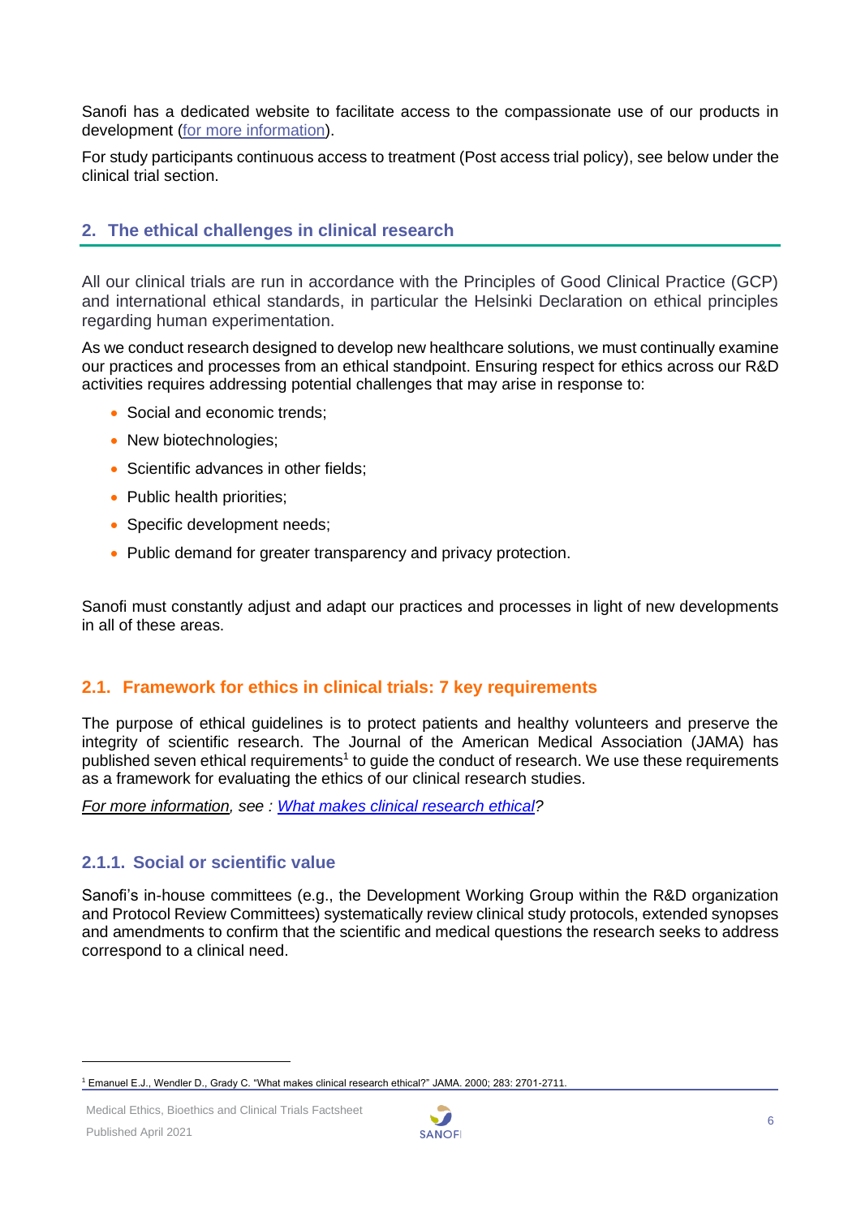Sanofi has a dedicated website to facilitate access to the compassionate use of our products in development (for more information).

For study participants continuous access to treatment (Post access trial policy), see below under the clinical trial section.

## 2. The ethical challenges in clinical research

All our clinical trials are run in accordance with the Principles of Good Clinical Practice (GCP) and international ethical standards, in particular the Helsinki Declaration on ethical principles regarding human experimentation.

As we conduct research designed to develop new healthcare solutions, we must continually examine our practices and processes from an ethical standpoint. Ensuring respect for ethics across our R&D activities requires addressing potential challenges that may arise in response to:

- Social and economic trends;
- New biotechnologies;
- Scientific advances in other fields;
- Public health priorities;
- Specific development needs;
- Public demand for greater transparency and privacy protection.

Sanofi must constantly adjust and adapt our practices and processes in light of new developments in all of these areas.

### 2.1. Framework for ethics in clinical trials: 7 key requirements

The purpose of ethical guidelines is to protect patients and healthy volunteers and preserve the integrity of scientific research. The Journal of the American Medical Association (JAMA) has published seven ethical requirements[1] to guide the conduct of research. We use these requirements as a framework for evaluating the ethics of our clinical research studies.

*For more information, see : What makes clinical research ethical?*

#### 2.1.1. Social or scientific value

Sanofi's in-house committees (e.g., the Development Working Group within the R&D organization and Protocol Review Committees) systematically review clinical study protocols, extended synopses and amendments to confirm that the scientific and medical questions the research seeks to address correspond to a clinical need.

[1] Emanuel E.J., Wendler D., Grady C. "What makes clinical research ethical?" JAMA. 2000; 283: 2701-2711.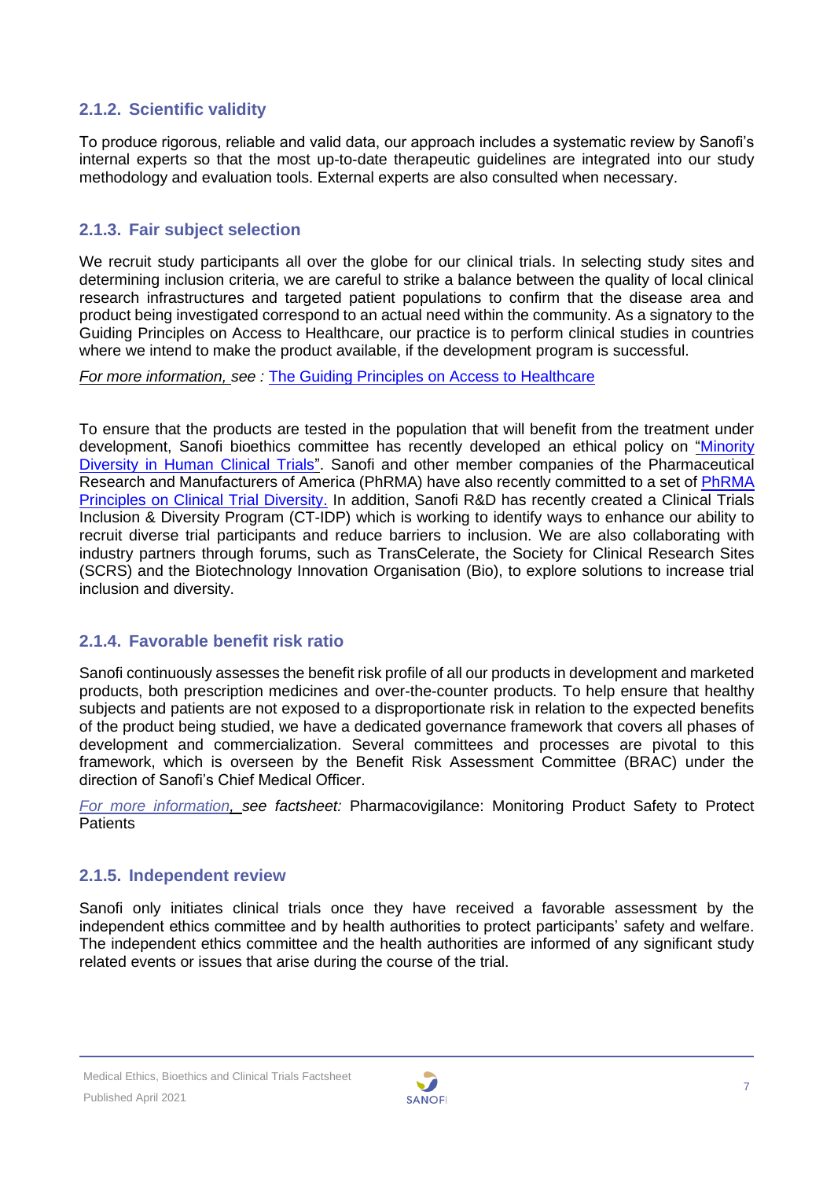### 2.1.2. Scientific validity

To produce rigorous, reliable and valid data, our approach includes a systematic review by Sanofi's internal experts so that the most up-to-date therapeutic guidelines are integrated into our study methodology and evaluation tools. External experts are also consulted when necessary.

### 2.1.3. Fair subject selection

We recruit study participants all over the globe for our clinical trials. In selecting study sites and determining inclusion criteria, we are careful to strike a balance between the quality of local clinical research infrastructures and targeted patient populations to confirm that the disease area and product being investigated correspond to an actual need within the community. As a signatory to the Guiding Principles on Access to Healthcare, our practice is to perform clinical studies in countries where we intend to make the product available, if the development program is successful.

*For more information, see :* The Guiding Principles on Access to Healthcare

To ensure that the products are tested in the population that will benefit from the treatment under development, Sanofi bioethics committee has recently developed an ethical policy on "Minority Diversity in Human Clinical Trials". Sanofi and other member companies of the Pharmaceutical Research and Manufacturers of America (PhRMA) have also recently committed to a set of PhRMA Principles on Clinical Trial Diversity. In addition, Sanofi R&D has recently created a Clinical Trials Inclusion & Diversity Program (CT-IDP) which is working to identify ways to enhance our ability to recruit diverse trial participants and reduce barriers to inclusion. We are also collaborating with industry partners through forums, such as TransCelerate, the Society for Clinical Research Sites (SCRS) and the Biotechnology Innovation Organisation (Bio), to explore solutions to increase trial inclusion and diversity.

### 2.1.4. Favorable benefit risk ratio

Sanofi continuously assesses the benefit risk profile of all our products in development and marketed products, both prescription medicines and over-the-counter products. To help ensure that healthy subjects and patients are not exposed to a disproportionate risk in relation to the expected benefits of the product being studied, we have a dedicated governance framework that covers all phases of development and commercialization. Several committees and processes are pivotal to this framework, which is overseen by the Benefit Risk Assessment Committee (BRAC) under the direction of Sanofi's Chief Medical Officer.

*For more information, see factsheet:* Pharmacovigilance: Monitoring Product Safety to Protect Patients

### 2.1.5. Independent review

Sanofi only initiates clinical trials once they have received a favorable assessment by the independent ethics committee and by health authorities to protect participants' safety and welfare. The independent ethics committee and the health authorities are informed of any significant study related events or issues that arise during the course of the trial.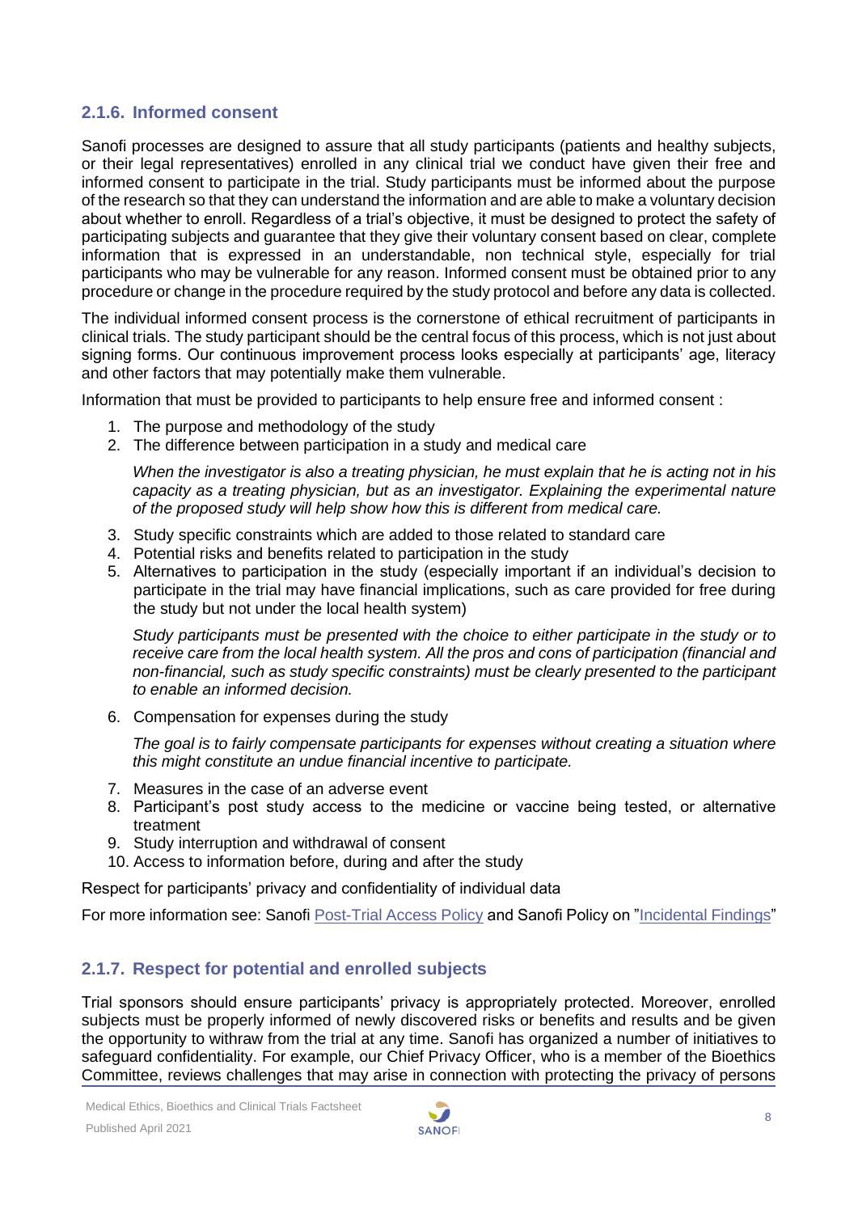### 2.1.6. Informed consent

Sanofi processes are designed to assure that all study participants (patients and healthy subjects, or their legal representatives) enrolled in any clinical trial we conduct have given their free and informed consent to participate in the trial. Study participants must be informed about the purpose of the research so that they can understand the information and are able to make a voluntary decision about whether to enroll. Regardless of a trial's objective, it must be designed to protect the safety of participating subjects and guarantee that they give their voluntary consent based on clear, complete information that is expressed in an understandable, non technical style, especially for trial participants who may be vulnerable for any reason. Informed consent must be obtained prior to any procedure or change in the procedure required by the study protocol and before any data is collected.

The individual informed consent process is the cornerstone of ethical recruitment of participants in clinical trials. The study participant should be the central focus of this process, which is not just about signing forms. Our continuous improvement process looks especially at participants' age, literacy and other factors that may potentially make them vulnerable.

Information that must be provided to participants to help ensure free and informed consent :

1. The purpose and methodology of the study
2. The difference between participation in a study and medical care

   *When the investigator is also a treating physician, he must explain that he is acting not in his capacity as a treating physician, but as an investigator. Explaining the experimental nature of the proposed study will help show how this is different from medical care.*

3. Study specific constraints which are added to those related to standard care
4. Potential risks and benefits related to participation in the study
5. Alternatives to participation in the study (especially important if an individual's decision to participate in the trial may have financial implications, such as care provided for free during the study but not under the local health system)

   *Study participants must be presented with the choice to either participate in the study or to receive care from the local health system. All the pros and cons of participation (financial and non-financial, such as study specific constraints) must be clearly presented to the participant to enable an informed decision.*

6. Compensation for expenses during the study

   *The goal is to fairly compensate participants for expenses without creating a situation where this might constitute an undue financial incentive to participate.*

7. Measures in the case of an adverse event
8. Participant's post study access to the medicine or vaccine being tested, or alternative treatment
9. Study interruption and withdrawal of consent
10. Access to information before, during and after the study

Respect for participants' privacy and confidentiality of individual data

For more information see: Sanofi Post-Trial Access Policy and Sanofi Policy on "Incidental Findings"

### 2.1.7. Respect for potential and enrolled subjects

Trial sponsors should ensure participants' privacy is appropriately protected. Moreover, enrolled subjects must be properly informed of newly discovered risks or benefits and results and be given the opportunity to withraw from the trial at any time. Sanofi has organized a number of initiatives to safeguard confidentiality. For example, our Chief Privacy Officer, who is a member of the Bioethics Committee, reviews challenges that may arise in connection with protecting the privacy of persons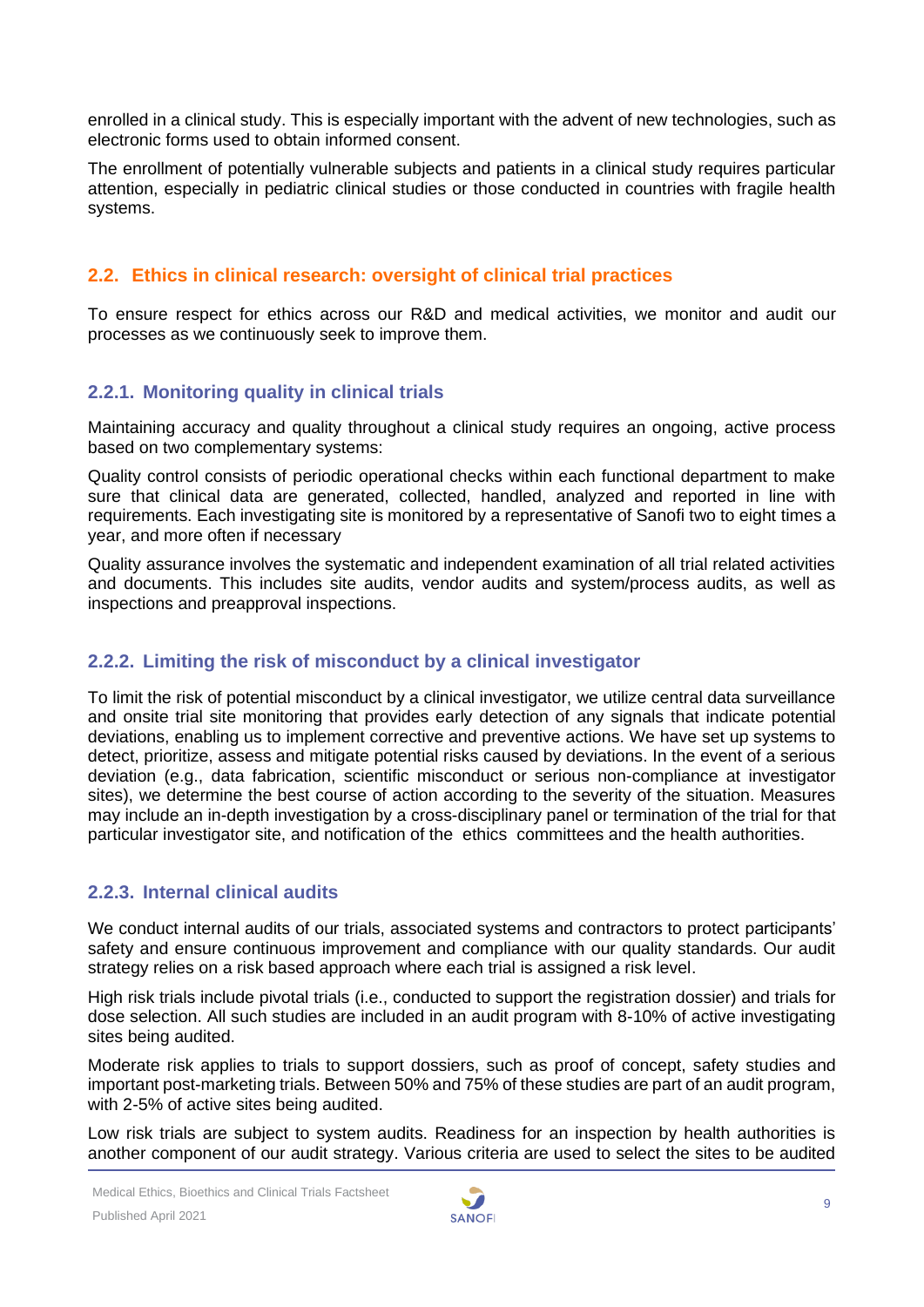enrolled in a clinical study. This is especially important with the advent of new technologies, such as electronic forms used to obtain informed consent.

The enrollment of potentially vulnerable subjects and patients in a clinical study requires particular attention, especially in pediatric clinical studies or those conducted in countries with fragile health systems.

## 2.2. Ethics in clinical research: oversight of clinical trial practices

To ensure respect for ethics across our R&D and medical activities, we monitor and audit our processes as we continuously seek to improve them.

### 2.2.1. Monitoring quality in clinical trials

Maintaining accuracy and quality throughout a clinical study requires an ongoing, active process based on two complementary systems:

Quality control consists of periodic operational checks within each functional department to make sure that clinical data are generated, collected, handled, analyzed and reported in line with requirements. Each investigating site is monitored by a representative of Sanofi two to eight times a year, and more often if necessary

Quality assurance involves the systematic and independent examination of all trial related activities and documents. This includes site audits, vendor audits and system/process audits, as well as inspections and preapproval inspections.

### 2.2.2. Limiting the risk of misconduct by a clinical investigator

To limit the risk of potential misconduct by a clinical investigator, we utilize central data surveillance and onsite trial site monitoring that provides early detection of any signals that indicate potential deviations, enabling us to implement corrective and preventive actions. We have set up systems to detect, prioritize, assess and mitigate potential risks caused by deviations. In the event of a serious deviation (e.g., data fabrication, scientific misconduct or serious non-compliance at investigator sites), we determine the best course of action according to the severity of the situation. Measures may include an in-depth investigation by a cross-disciplinary panel or termination of the trial for that particular investigator site, and notification of the ethics committees and the health authorities.

### 2.2.3. Internal clinical audits

We conduct internal audits of our trials, associated systems and contractors to protect participants' safety and ensure continuous improvement and compliance with our quality standards. Our audit strategy relies on a risk based approach where each trial is assigned a risk level.

High risk trials include pivotal trials (i.e., conducted to support the registration dossier) and trials for dose selection. All such studies are included in an audit program with 8-10% of active investigating sites being audited.

Moderate risk applies to trials to support dossiers, such as proof of concept, safety studies and important post-marketing trials. Between 50% and 75% of these studies are part of an audit program, with 2-5% of active sites being audited.

Low risk trials are subject to system audits. Readiness for an inspection by health authorities is another component of our audit strategy. Various criteria are used to select the sites to be audited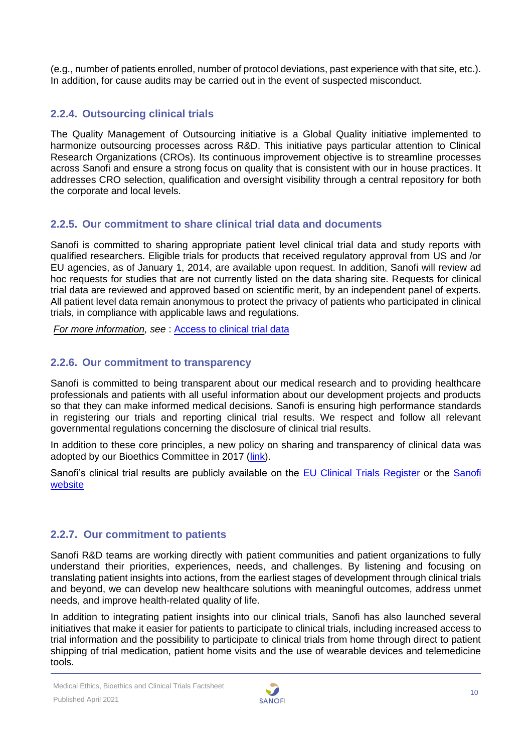(e.g., number of patients enrolled, number of protocol deviations, past experience with that site, etc.). In addition, for cause audits may be carried out in the event of suspected misconduct.

### 2.2.4. Outsourcing clinical trials

The Quality Management of Outsourcing initiative is a Global Quality initiative implemented to harmonize outsourcing processes across R&D. This initiative pays particular attention to Clinical Research Organizations (CROs). Its continuous improvement objective is to streamline processes across Sanofi and ensure a strong focus on quality that is consistent with our in house practices. It addresses CRO selection, qualification and oversight visibility through a central repository for both the corporate and local levels.

### 2.2.5. Our commitment to share clinical trial data and documents

Sanofi is committed to sharing appropriate patient level clinical trial data and study reports with qualified researchers. Eligible trials for products that received regulatory approval from US and /or EU agencies, as of January 1, 2014, are available upon request. In addition, Sanofi will review ad hoc requests for studies that are not currently listed on the data sharing site. Requests for clinical trial data are reviewed and approved based on scientific merit, by an independent panel of experts. All patient level data remain anonymous to protect the privacy of patients who participated in clinical trials, in compliance with applicable laws and regulations.

*For more information, see* : Access to clinical trial data

### 2.2.6. Our commitment to transparency

Sanofi is committed to being transparent about our medical research and to providing healthcare professionals and patients with all useful information about our development projects and products so that they can make informed medical decisions. Sanofi is ensuring high performance standards in registering our trials and reporting clinical trial results. We respect and follow all relevant governmental regulations concerning the disclosure of clinical trial results.

In addition to these core principles, a new policy on sharing and transparency of clinical data was adopted by our Bioethics Committee in 2017 (link).

Sanofi's clinical trial results are publicly available on the EU Clinical Trials Register or the Sanofi website

### 2.2.7. Our commitment to patients

Sanofi R&D teams are working directly with patient communities and patient organizations to fully understand their priorities, experiences, needs, and challenges. By listening and focusing on translating patient insights into actions, from the earliest stages of development through clinical trials and beyond, we can develop new healthcare solutions with meaningful outcomes, address unmet needs, and improve health-related quality of life.

In addition to integrating patient insights into our clinical trials, Sanofi has also launched several initiatives that make it easier for patients to participate to clinical trials, including increased access to trial information and the possibility to participate to clinical trials from home through direct to patient shipping of trial medication, patient home visits and the use of wearable devices and telemedicine tools.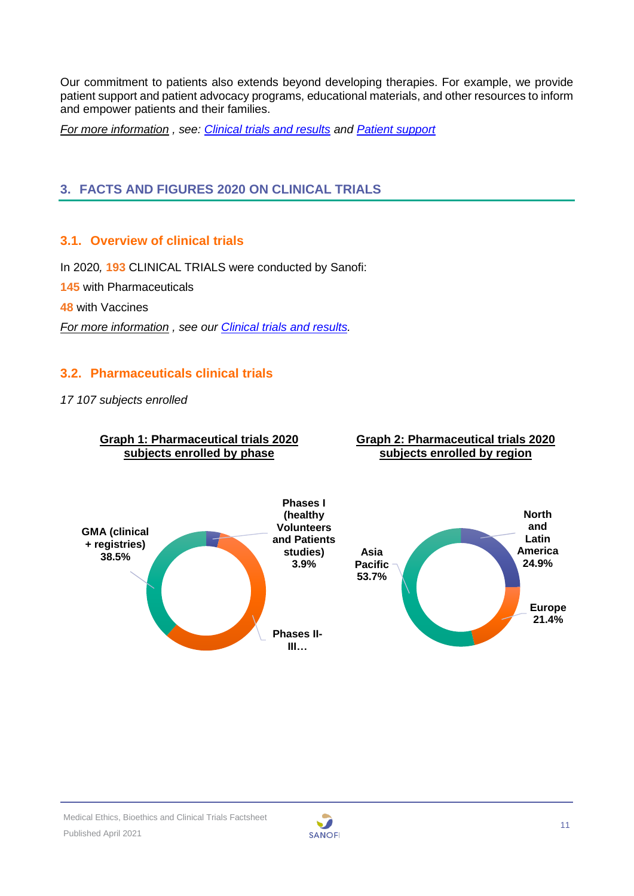Our commitment to patients also extends beyond developing therapies. For example, we provide patient support and patient advocacy programs, educational materials, and other resources to inform and empower patients and their families.

*For more information , see: Clinical trials and results and Patient support*

## 3. FACTS AND FIGURES 2020 ON CLINICAL TRIALS

### 3.1. Overview of clinical trials

In 2020, **193** CLINICAL TRIALS were conducted by Sanofi:

**145** with Pharmaceuticals

**48** with Vaccines

*For more information , see our Clinical trials and results.*

### 3.2. Pharmaceuticals clinical trials

*17 107 subjects enrolled*

**Graph 1: Pharmaceutical trials 2020 subjects enrolled by phase**

- Phases I (healthy Volunteers and Patients studies) 3.9%
- Phases II-III…
- GMA (clinical + registries) 38.5%

**Graph 2: Pharmaceutical trials 2020 subjects enrolled by region**

- North and Latin America 24.9%
- Europe 21.4%
- Asia Pacific 53.7%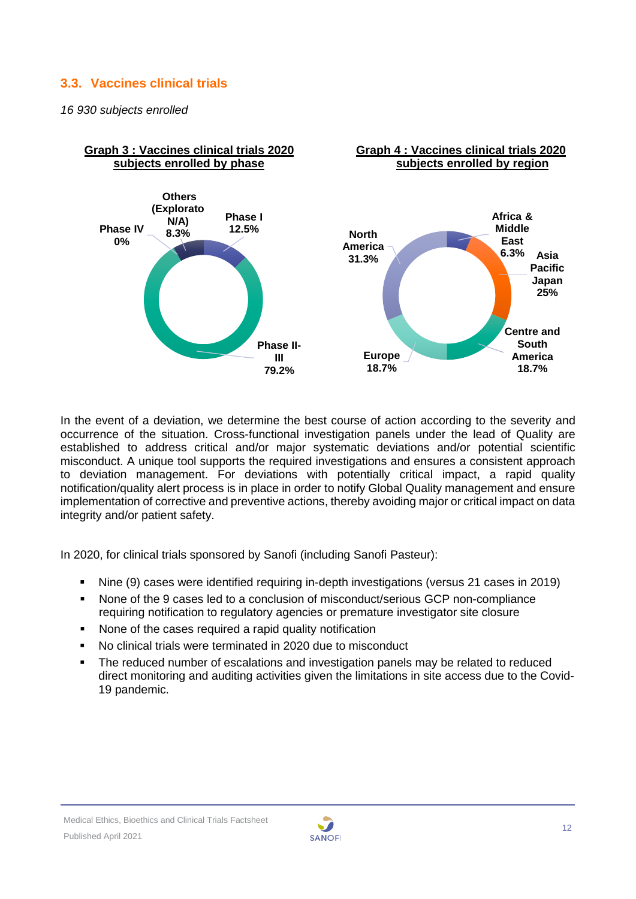### 3.3. Vaccines clinical trials

*16 930 subjects enrolled*

**Graph 3 : Vaccines clinical trials 2020 subjects enrolled by phase**

| Phase | Share |
|---|---|
| Phase I | 12.5% |
| Phase II-III | 79.2% |
| Phase IV | 0% |
| Others (Explorato N/A) | 8.3% |

**Graph 4 : Vaccines clinical trials 2020 subjects enrolled by region**

| Region | Share |
|---|---|
| Africa & Middle East | 6.3% |
| Asia Pacific Japan | 25% |
| Centre and South America | 18.7% |
| Europe | 18.7% |
| North America | 31.3% |

In the event of a deviation, we determine the best course of action according to the severity and occurrence of the situation. Cross-functional investigation panels under the lead of Quality are established to address critical and/or major systematic deviations and/or potential scientific misconduct. A unique tool supports the required investigations and ensures a consistent approach to deviation management. For deviations with potentially critical impact, a rapid quality notification/quality alert process is in place in order to notify Global Quality management and ensure implementation of corrective and preventive actions, thereby avoiding major or critical impact on data integrity and/or patient safety.

In 2020, for clinical trials sponsored by Sanofi (including Sanofi Pasteur):

- Nine (9) cases were identified requiring in-depth investigations (versus 21 cases in 2019)
- None of the 9 cases led to a conclusion of misconduct/serious GCP non-compliance requiring notification to regulatory agencies or premature investigator site closure
- None of the cases required a rapid quality notification
- No clinical trials were terminated in 2020 due to misconduct
- The reduced number of escalations and investigation panels may be related to reduced direct monitoring and auditing activities given the limitations in site access due to the Covid-19 pandemic.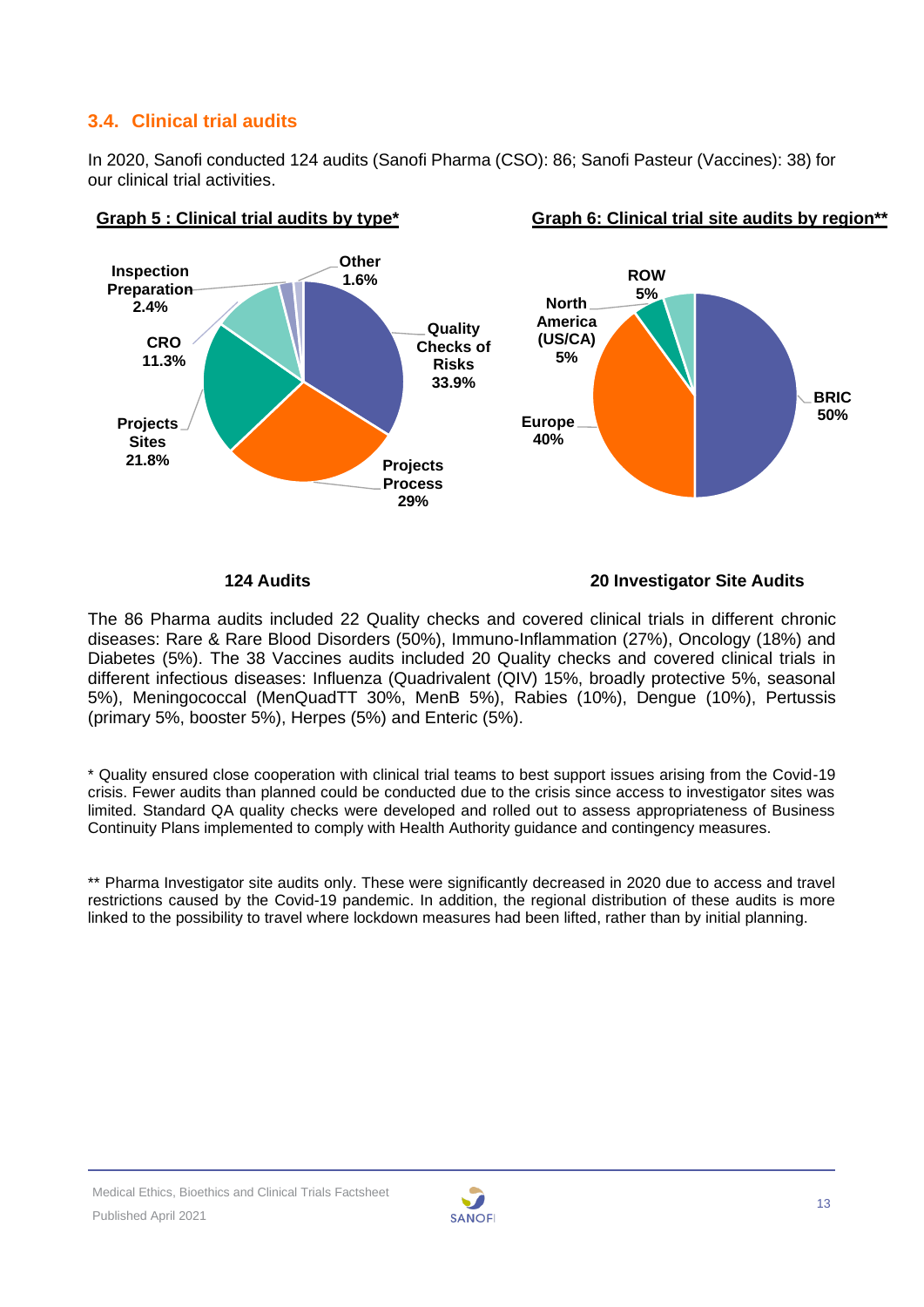### 3.4. Clinical trial audits

In 2020, Sanofi conducted 124 audits (Sanofi Pharma (CSO): 86; Sanofi Pasteur (Vaccines): 38) for our clinical trial activities.

**Graph 5 : Clinical trial audits by type***

Quality Checks of Risks 33.9%
Projects Process 29%
Projects Sites 21.8%
CRO 11.3%
Inspection Preparation 2.4%
Other 1.6%

**124 Audits**

**Graph 6: Clinical trial site audits by region****

BRIC 50%
Europe 40%
North America (US/CA) 5%
ROW 5%

**20 Investigator Site Audits**

The 86 Pharma audits included 22 Quality checks and covered clinical trials in different chronic diseases: Rare & Rare Blood Disorders (50%), Immuno-Inflammation (27%), Oncology (18%) and Diabetes (5%). The 38 Vaccines audits included 20 Quality checks and covered clinical trials in different infectious diseases: Influenza (Quadrivalent (QIV) 15%, broadly protective 5%, seasonal 5%), Meningococcal (MenQuadTT 30%, MenB 5%), Rabies (10%), Dengue (10%), Pertussis (primary 5%, booster 5%), Herpes (5%) and Enteric (5%).

* Quality ensured close cooperation with clinical trial teams to best support issues arising from the Covid-19 crisis. Fewer audits than planned could be conducted due to the crisis since access to investigator sites was limited. Standard QA quality checks were developed and rolled out to assess appropriateness of Business Continuity Plans implemented to comply with Health Authority guidance and contingency measures.

** Pharma Investigator site audits only. These were significantly decreased in 2020 due to access and travel restrictions caused by the Covid-19 pandemic. In addition, the regional distribution of these audits is more linked to the possibility to travel where lockdown measures had been lifted, rather than by initial planning.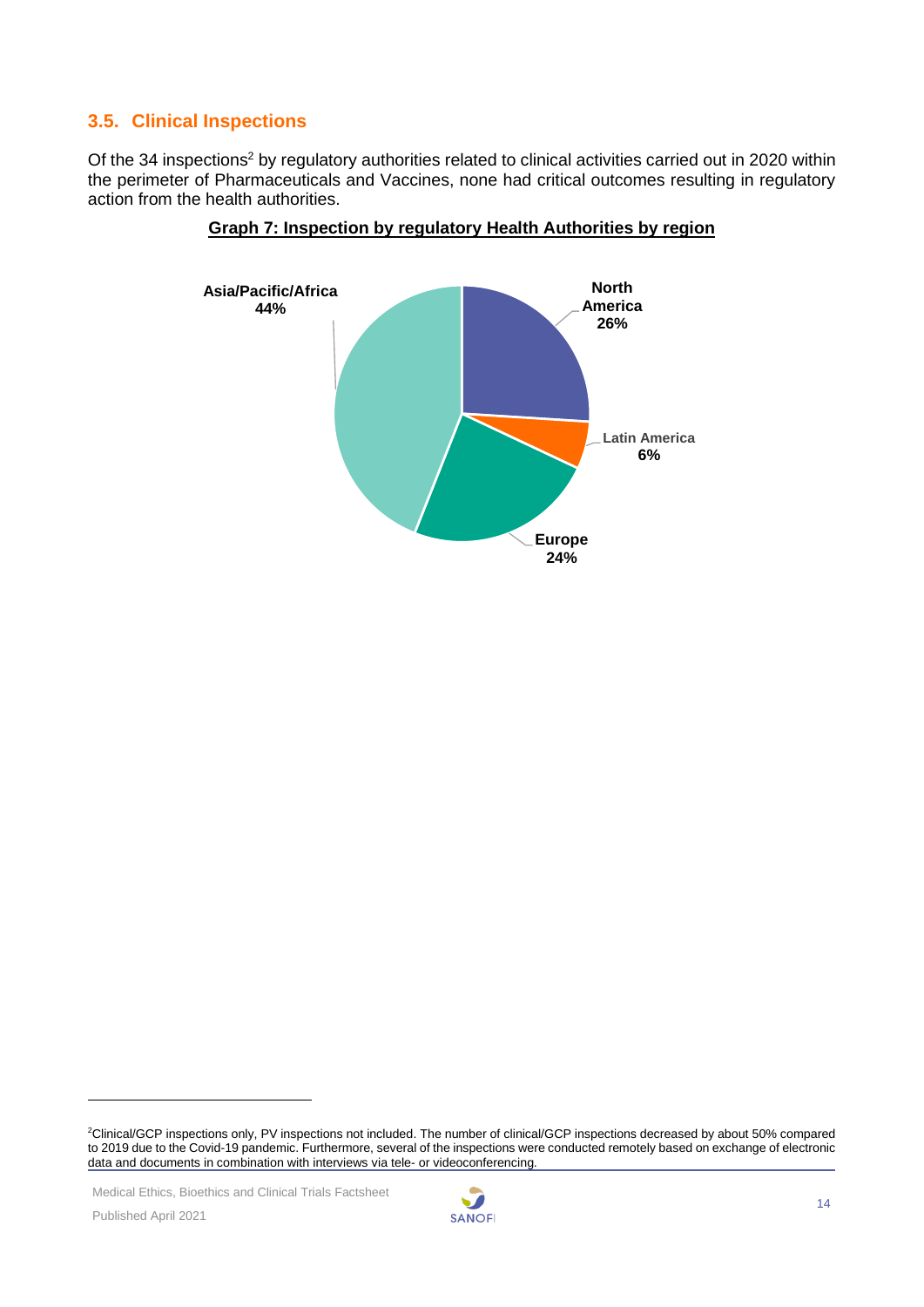## 3.5. Clinical Inspections

Of the 34 inspections[2] by regulatory authorities related to clinical activities carried out in 2020 within the perimeter of Pharmaceuticals and Vaccines, none had critical outcomes resulting in regulatory action from the health authorities.

**Graph 7: Inspection by regulatory Health Authorities by region**

Asia/Pacific/Africa 44%

North America 26%

Latin America 6%

Europe 24%

[2]Clinical/GCP inspections only, PV inspections not included. The number of clinical/GCP inspections decreased by about 50% compared to 2019 due to the Covid-19 pandemic. Furthermore, several of the inspections were conducted remotely based on exchange of electronic data and documents in combination with interviews via tele- or videoconferencing.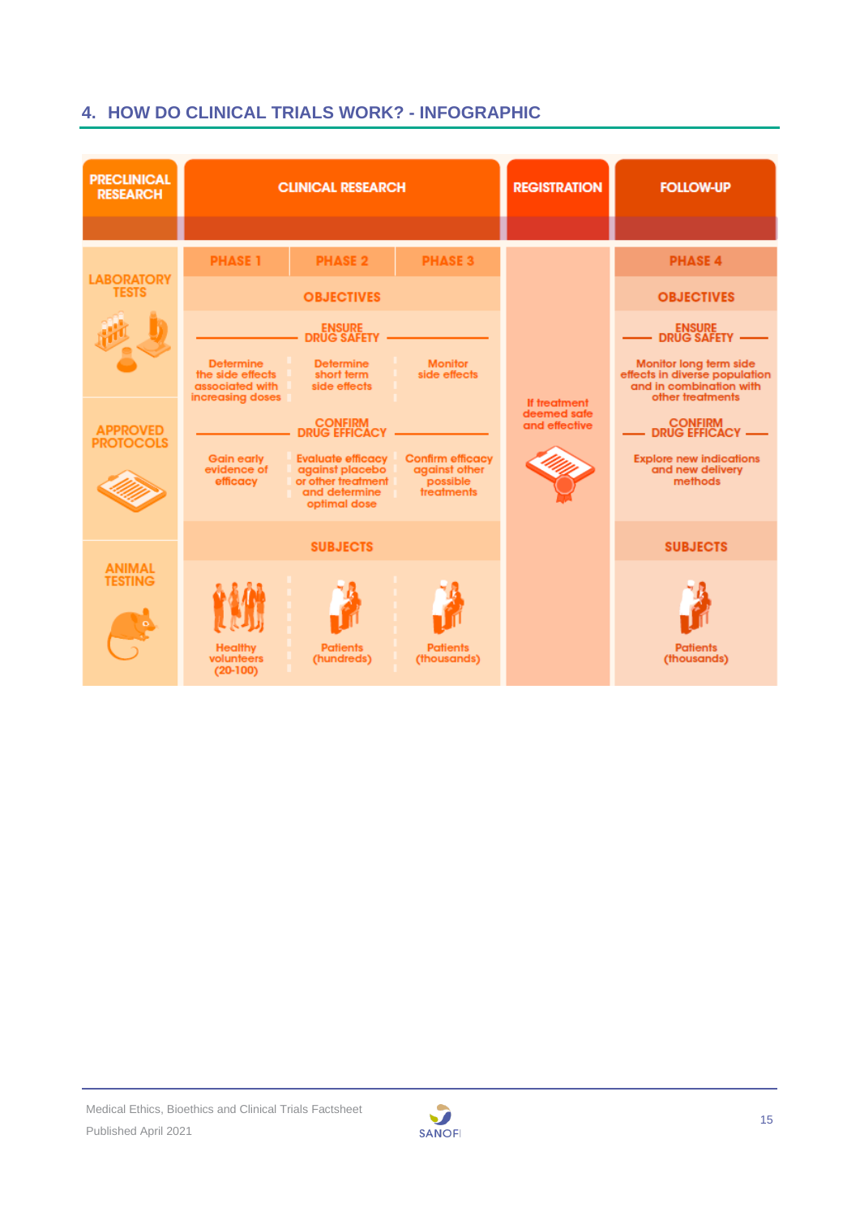## 4. HOW DO CLINICAL TRIALS WORK? - INFOGRAPHIC

PRECLINICAL RESEARCH

CLINICAL RESEARCH

REGISTRATION

FOLLOW-UP

LABORATORY TESTS

APPROVED PROTOCOLS

ANIMAL TESTING

PHASE 1

PHASE 2

PHASE 3

PHASE 4

OBJECTIVES

ENSURE DRUG SAFETY

Determine the side effects associated with increasing doses

Determine short term side effects

Monitor side effects

CONFIRM DRUG EFFICACY

Gain early evidence of efficacy

Evaluate efficacy against placebo or other treatment and determine optimal dose

Confirm efficacy against other possible treatments

SUBJECTS

Healthy volunteers (20-100)

Patients (hundreds)

Patients (thousands)

If treatment deemed safe and effective

OBJECTIVES

ENSURE DRUG SAFETY

Monitor long term side effects in diverse population and in combination with other treatments

CONFIRM DRUG EFFICACY

Explore new indications and new delivery methods

SUBJECTS

Patients (thousands)